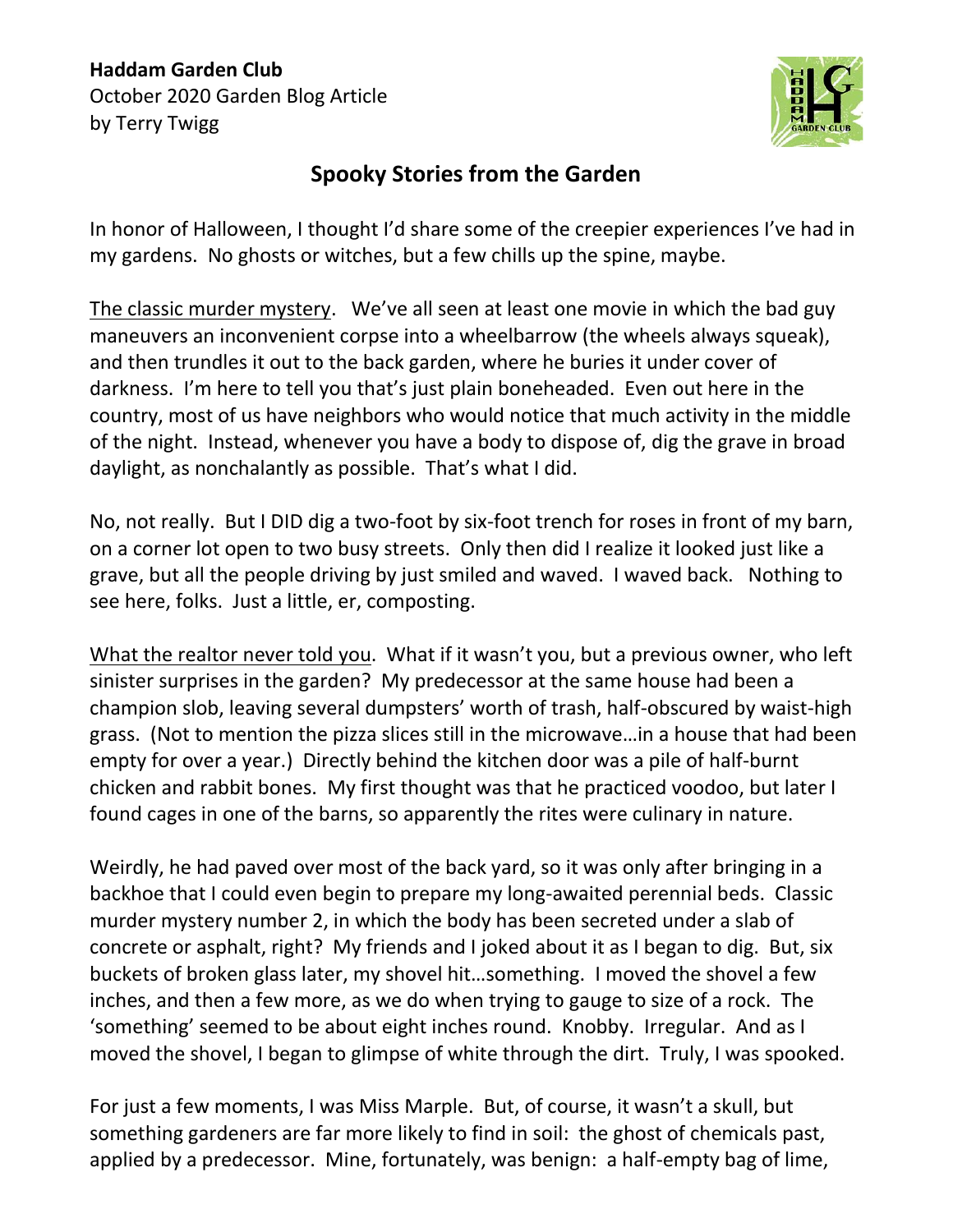**Haddam Garden Club**
October 2020 Garden Blog Article
by Terry Twigg

## Spooky Stories from the Garden

In honor of Halloween, I thought I'd share some of the creepier experiences I've had in my gardens. No ghosts or witches, but a few chills up the spine, maybe.

The classic murder mystery. We've all seen at least one movie in which the bad guy maneuvers an inconvenient corpse into a wheelbarrow (the wheels always squeak), and then trundles it out to the back garden, where he buries it under cover of darkness. I'm here to tell you that's just plain boneheaded. Even out here in the country, most of us have neighbors who would notice that much activity in the middle of the night. Instead, whenever you have a body to dispose of, dig the grave in broad daylight, as nonchalantly as possible. That's what I did.

No, not really. But I DID dig a two-foot by six-foot trench for roses in front of my barn, on a corner lot open to two busy streets. Only then did I realize it looked just like a grave, but all the people driving by just smiled and waved. I waved back. Nothing to see here, folks. Just a little, er, composting.

What the realtor never told you. What if it wasn't you, but a previous owner, who left sinister surprises in the garden? My predecessor at the same house had been a champion slob, leaving several dumpsters' worth of trash, half-obscured by waist-high grass. (Not to mention the pizza slices still in the microwave…in a house that had been empty for over a year.) Directly behind the kitchen door was a pile of half-burnt chicken and rabbit bones. My first thought was that he practiced voodoo, but later I found cages in one of the barns, so apparently the rites were culinary in nature.

Weirdly, he had paved over most of the back yard, so it was only after bringing in a backhoe that I could even begin to prepare my long-awaited perennial beds. Classic murder mystery number 2, in which the body has been secreted under a slab of concrete or asphalt, right? My friends and I joked about it as I began to dig. But, six buckets of broken glass later, my shovel hit…something. I moved the shovel a few inches, and then a few more, as we do when trying to gauge to size of a rock. The 'something' seemed to be about eight inches round. Knobby. Irregular. And as I moved the shovel, I began to glimpse of white through the dirt. Truly, I was spooked.

For just a few moments, I was Miss Marple. But, of course, it wasn't a skull, but something gardeners are far more likely to find in soil: the ghost of chemicals past, applied by a predecessor. Mine, fortunately, was benign: a half-empty bag of lime,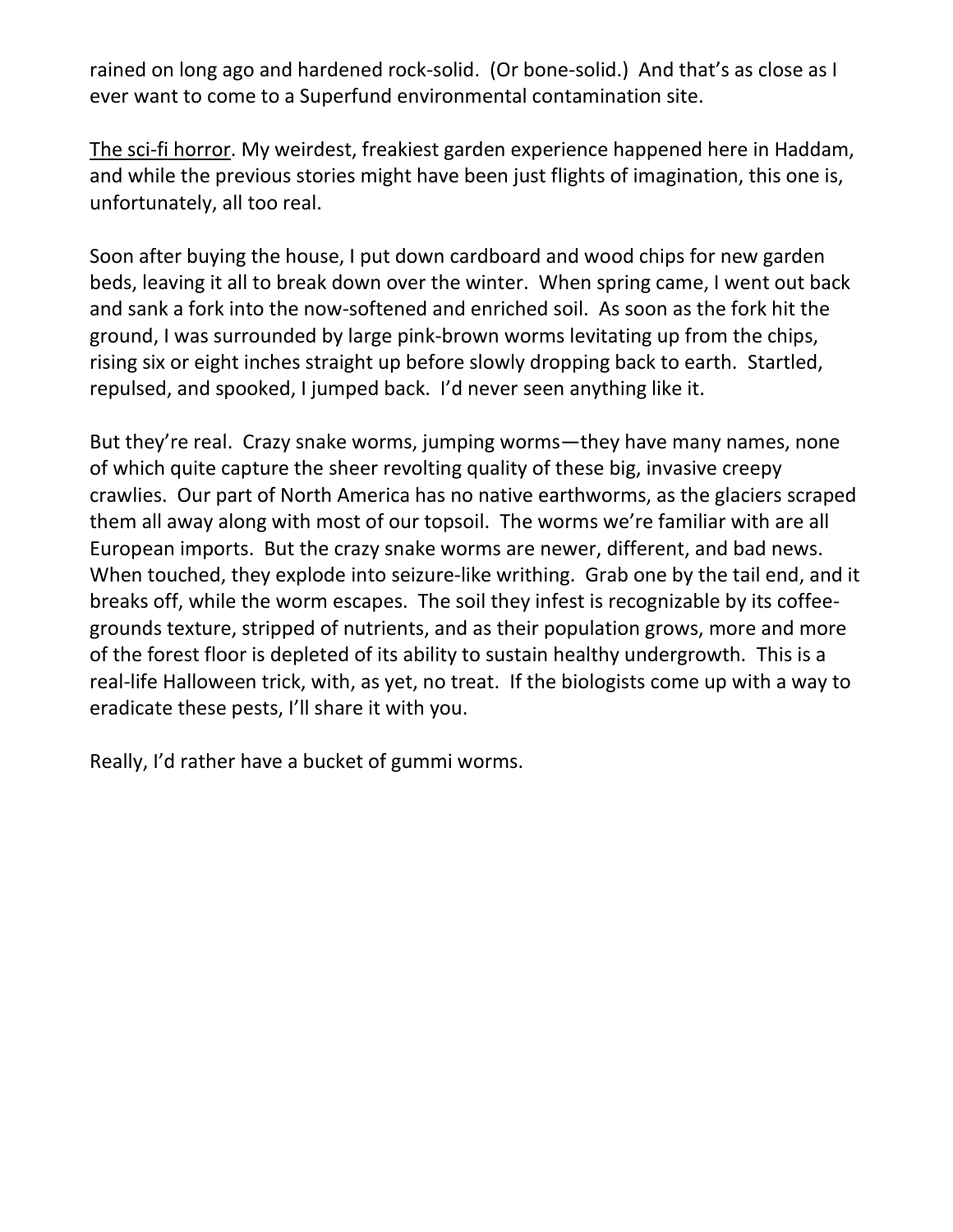rained on long ago and hardened rock-solid. (Or bone-solid.) And that's as close as I ever want to come to a Superfund environmental contamination site.

<u>The sci-fi horror</u>. My weirdest, freakiest garden experience happened here in Haddam, and while the previous stories might have been just flights of imagination, this one is, unfortunately, all too real.

Soon after buying the house, I put down cardboard and wood chips for new garden beds, leaving it all to break down over the winter. When spring came, I went out back and sank a fork into the now-softened and enriched soil. As soon as the fork hit the ground, I was surrounded by large pink-brown worms levitating up from the chips, rising six or eight inches straight up before slowly dropping back to earth. Startled, repulsed, and spooked, I jumped back. I'd never seen anything like it.

But they're real. Crazy snake worms, jumping worms—they have many names, none of which quite capture the sheer revolting quality of these big, invasive creepy crawlies. Our part of North America has no native earthworms, as the glaciers scraped them all away along with most of our topsoil. The worms we're familiar with are all European imports. But the crazy snake worms are newer, different, and bad news. When touched, they explode into seizure-like writhing. Grab one by the tail end, and it breaks off, while the worm escapes. The soil they infest is recognizable by its coffee-grounds texture, stripped of nutrients, and as their population grows, more and more of the forest floor is depleted of its ability to sustain healthy undergrowth. This is a real-life Halloween trick, with, as yet, no treat. If the biologists come up with a way to eradicate these pests, I'll share it with you.

Really, I'd rather have a bucket of gummi worms.